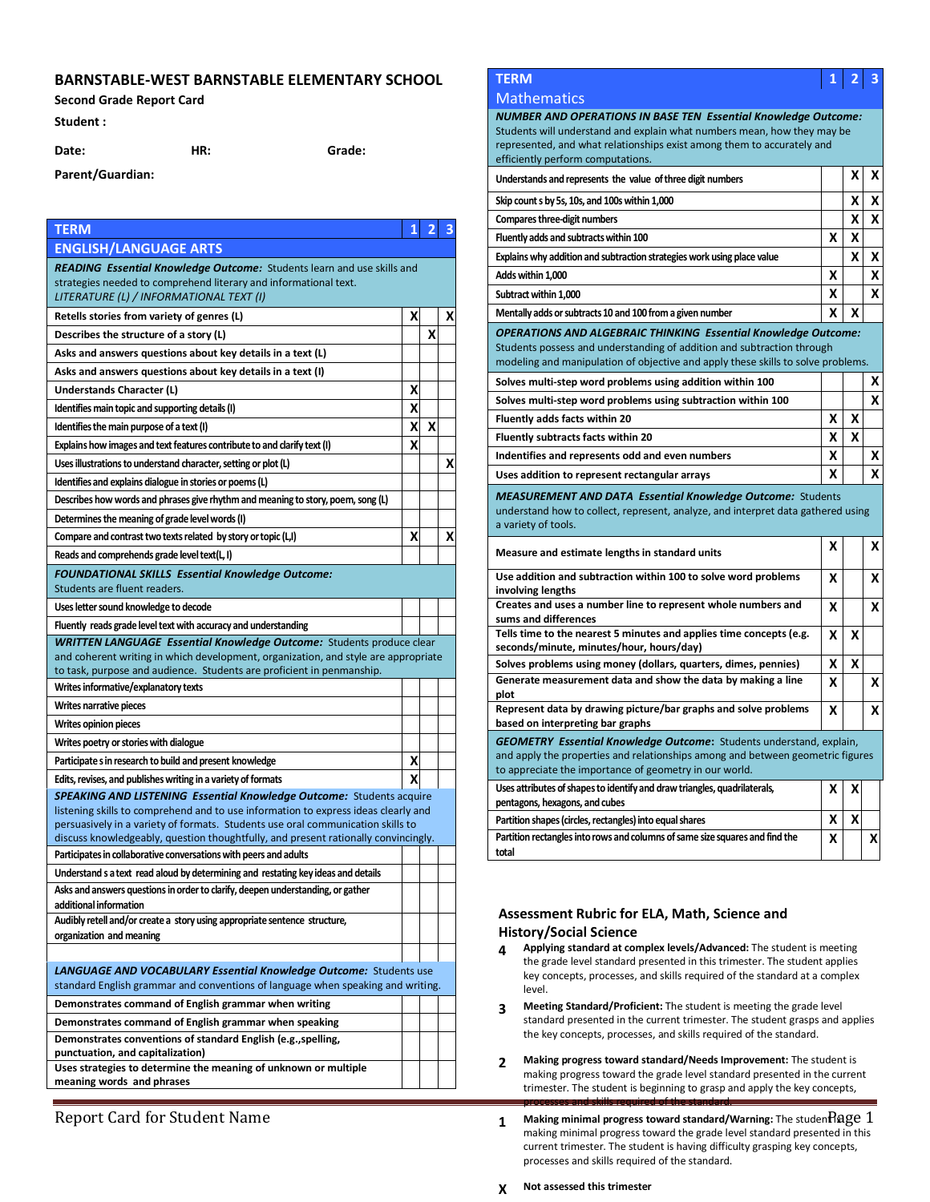# BARNSTABLE-WEST BARNSTABLE ELEMENTARY SCHOOL

**Second Grade Report Card**

**Student :**

**Date:** **HR:** **Grade:**

**Parent/Guardian:**

| TERM | 1 | 2 | 3 |
|---|---|---|---|
| **ENGLISH/LANGUAGE ARTS** | | | |
| ***READING Essential Knowledge Outcome:*** Students learn and use skills and strategies needed to comprehend literary and informational text. *LITERATURE (L) / INFORMATIONAL TEXT (I)* | | | |
| Retells stories from variety of genres (L) | X | | X |
| Describes the structure of a story (L) | | X | |
| Asks and answers questions about key details in a text (L) | | | |
| Asks and answers questions about key details in a text (I) | | | |
| Understands Character (L) | X | | |
| Identifies main topic and supporting details (I) | X | | |
| Identifies the main purpose of a text (I) | X | X | |
| Explains how images and text features contribute to and clarify text (I) | X | | |
| Uses illustrations to understand character, setting or plot (L) | | | X |
| Identifies and explains dialogue in stories or poems (L) | | | |
| Describes how words and phrases give rhythm and meaning to story, poem, song (L) | | | |
| Determines the meaning of grade level words (I) | | | |
| Compare and contrast two texts related by story or topic (L,I) | X | | X |
| Reads and comprehends grade level text(L, I) | | | |
| ***FOUNDATIONAL SKILLS Essential Knowledge Outcome:*** Students are fluent readers. | | | |
| Uses letter sound knowledge to decode | | | |
| Fluently reads grade level text with accuracy and understanding | | | |
| ***WRITTEN LANGUAGE Essential Knowledge Outcome:*** Students produce clear and coherent writing in which development, organization, and style are appropriate to task, purpose and audience. Students are proficient in penmanship. | | | |
| Writes informative/explanatory texts | | | |
| Writes narrative pieces | | | |
| Writes opinion pieces | | | |
| Writes poetry or stories with dialogue | | | |
| Participate s in research to build and present knowledge | X | | |
| Edits, revises, and publishes writing in a variety of formats | X | | |
| ***SPEAKING AND LISTENING Essential Knowledge Outcome:*** Students acquire listening skills to comprehend and to use information to express ideas clearly and persuasively in a variety of formats. Students use oral communication skills to discuss knowledgeably, question thoughtfully, and present rationally convincingly. | | | |
| Participates in collaborative conversations with peers and adults | | | |
| Understand s a text read aloud by determining and restating key ideas and details | | | |
| Asks and answers questions in order to clarify, deepen understanding, or gather additional information | | | |
| Audibly retell and/or create a story using appropriate sentence structure, organization and meaning | | | |
| | | | |
| ***LANGUAGE AND VOCABULARY Essential Knowledge Outcome:*** Students use standard English grammar and conventions of language when speaking and writing. | | | |
| Demonstrates command of English grammar when writing | | | |
| Demonstrates command of English grammar when speaking | | | |
| Demonstrates command of standard English (e.g.,spelling, punctuation, and capitalization) | | | |
| Uses strategies to determine the meaning of unknown or multiple meaning words and phrases | | | |

| TERM | 1 | 2 | 3 |
|---|---|---|---|
| **Mathematics** | | | |
| ***NUMBER AND OPERATIONS IN BASE TEN Essential Knowledge Outcome:*** Students will understand and explain what numbers mean, how they may be represented, and what relationships exist among them to accurately and efficiently perform computations. | | | |
| Understands and represents the value of three digit numbers | | X | X |
| Skip count s by 5s, 10s, and 100s within 1,000 | | X | X |
| Compares three-digit numbers | | X | X |
| Fluently adds and subtracts within 100 | X | X | |
| Explains why addition and subtraction strategies work using place value | | X | X |
| Adds within 1,000 | X | | X |
| Subtract within 1,000 | X | | X |
| Mentally adds or subtracts 10 and 100 from a given number | X | X | |
| ***OPERATIONS AND ALGEBRAIC THINKING Essential Knowledge Outcome:*** Students possess and understanding of addition and subtraction through modeling and manipulation of objective and apply these skills to solve problems. | | | |
| Solves multi-step word problems using addition within 100 | | | X |
| Solves multi-step word problems using subtraction within 100 | | | X |
| Fluently adds facts within 20 | X | X | |
| Fluently subtracts facts within 20 | X | X | |
| Indentifies and represents odd and even numbers | X | | X |
| Uses addition to represent rectangular arrays | X | | X |
| ***MEASUREMENT AND DATA Essential Knowledge Outcome:*** Students understand how to collect, represent, analyze, and interpret data gathered using a variety of tools. | | | |
| Measure and estimate lengths in standard units | X | | X |
| Use addition and subtraction within 100 to solve word problems involving lengths | X | | X |
| Creates and uses a number line to represent whole numbers and sums and differences | X | | X |
| Tells time to the nearest 5 minutes and applies time concepts (e.g. seconds/minute, minutes/hour, hours/day) | X | X | |
| Solves problems using money (dollars, quarters, dimes, pennies) | X | X | |
| Generate measurement data and show the data by making a line plot | X | | X |
| Represent data by drawing picture/bar graphs and solve problems based on interpreting bar graphs | X | | X |
| ***GEOMETRY Essential Knowledge Outcome:*** Students understand, explain, and apply the properties and relationships among and between geometric figures to appreciate the importance of geometry in our world. | | | |
| Uses attributes of shapes to identify and draw triangles, quadrilaterals, pentagons, hexagons, and cubes | X | X | |
| Partition shapes (circles, rectangles) into equal shares | X | X | |
| Partition rectangles into rows and columns of same size squares and find the total | X | | X |

### Assessment Rubric for ELA, Math, Science and History/Social Science

**4** **Applying standard at complex levels/Advanced:** The student is meeting the grade level standard presented in this trimester. The student applies key concepts, processes, and skills required of the standard at a complex level.

**3** **Meeting Standard/Proficient:** The student is meeting the grade level standard presented in the current trimester. The student grasps and applies the key concepts, processes, and skills required of the standard.

**2** **Making progress toward standard/Needs Improvement:** The student is making progress toward the grade level standard presented in the current trimester. The student is beginning to grasp and apply the key concepts, processes and skills required of the standard.

**1** **Making minimal progress toward standard/Warning:** The student is making minimal progress toward the grade level standard presented in this current trimester. The student is having difficulty grasping key concepts, processes and skills required of the standard.

**X** **Not assessed this trimester**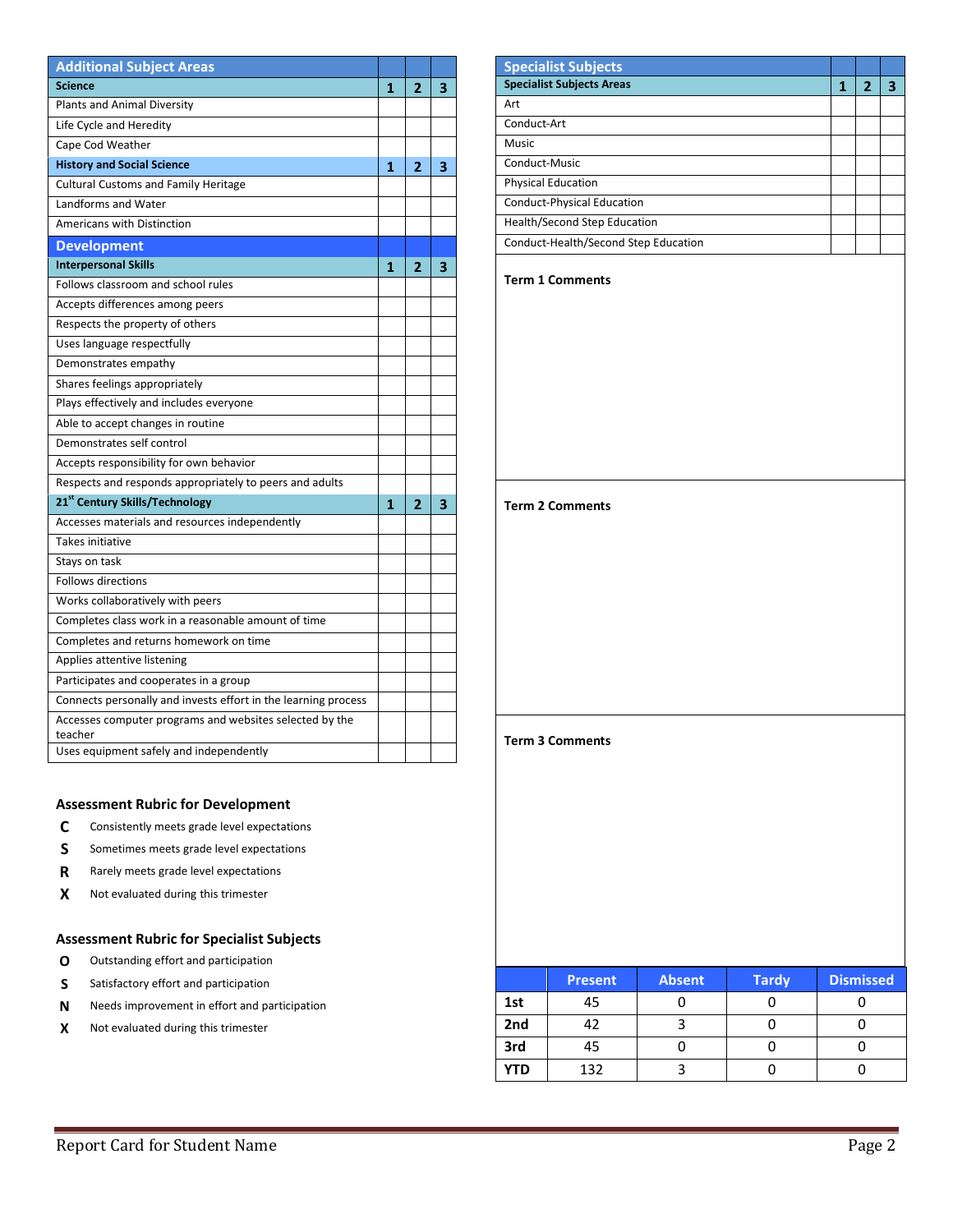| Additional Subject Areas | | | |
|---|---|---|---|
| **Science** | **1** | **2** | **3** |
| Plants and Animal Diversity | | | |
| Life Cycle and Heredity | | | |
| Cape Cod Weather | | | |
| **History and Social Science** | **1** | **2** | **3** |
| Cultural Customs and Family Heritage | | | |
| Landforms and Water | | | |
| Americans with Distinction | | | |

| Development | | | |
|---|---|---|---|
| **Interpersonal Skills** | **1** | **2** | **3** |
| Follows classroom and school rules | | | |
| Accepts differences among peers | | | |
| Respects the property of others | | | |
| Uses language respectfully | | | |
| Demonstrates empathy | | | |
| Shares feelings appropriately | | | |
| Plays effectively and includes everyone | | | |
| Able to accept changes in routine | | | |
| Demonstrates self control | | | |
| Accepts responsibility for own behavior | | | |
| Respects and responds appropriately to peers and adults | | | |
| **21st Century Skills/Technology** | **1** | **2** | **3** |
| Accesses materials and resources independently | | | |
| Takes initiative | | | |
| Stays on task | | | |
| Follows directions | | | |
| Works collaboratively with peers | | | |
| Completes class work in a reasonable amount of time | | | |
| Completes and returns homework on time | | | |
| Applies attentive listening | | | |
| Participates and cooperates in a group | | | |
| Connects personally and invests effort in the learning process | | | |
| Accesses computer programs and websites selected by the teacher | | | |
| Uses equipment safely and independently | | | |

### Assessment Rubric for Development

- **C** Consistently meets grade level expectations
- **S** Sometimes meets grade level expectations
- **R** Rarely meets grade level expectations
- **X** Not evaluated during this trimester

### Assessment Rubric for Specialist Subjects

- **O** Outstanding effort and participation
- **S** Satisfactory effort and participation
- **N** Needs improvement in effort and participation
- **X** Not evaluated during this trimester

| Specialist Subjects | | | |
|---|---|---|---|
| **Specialist Subjects Areas** | **1** | **2** | **3** |
| Art | | | |
| Conduct-Art | | | |
| Music | | | |
| Conduct-Music | | | |
| Physical Education | | | |
| Conduct-Physical Education | | | |
| Health/Second Step Education | | | |
| Conduct-Health/Second Step Education | | | |

**Term 1 Comments**

**Term 2 Comments**

**Term 3 Comments**

| | Present | Absent | Tardy | Dismissed |
|---|---|---|---|---|
| **1st** | 45 | 0 | 0 | 0 |
| **2nd** | 42 | 3 | 0 | 0 |
| **3rd** | 45 | 0 | 0 | 0 |
| **YTD** | 132 | 3 | 0 | 0 |